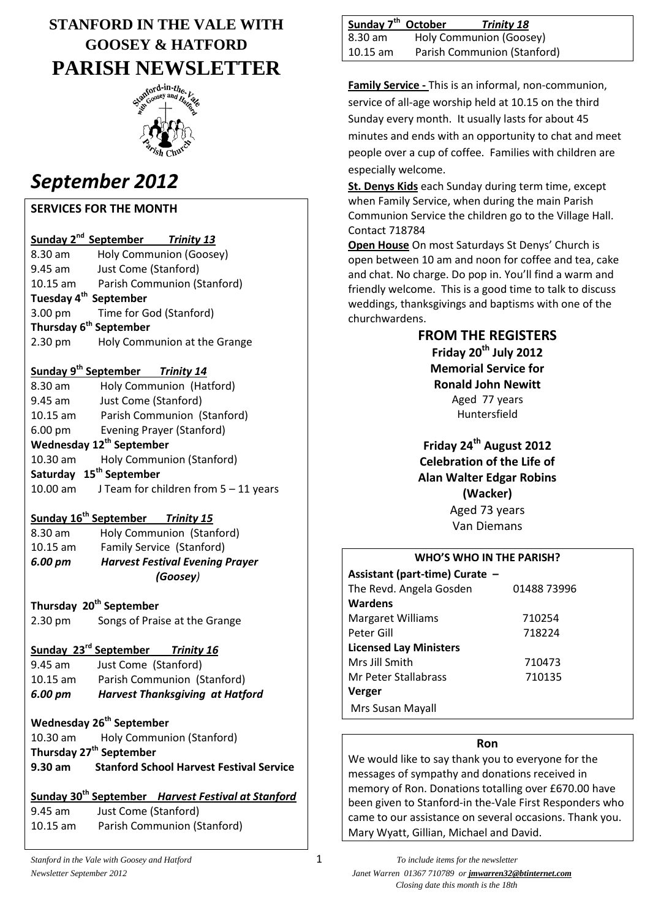# STANFORD IN THE VALE WITH GOOSEY & HATFORD PARISH NEWSLETTER

# *September 2012*

## SERVICES FOR THE MONTH

**Sunday 2nd September** ***Trinity 13***

8.30 am Holy Communion (Goosey)
9.45 am Just Come (Stanford)
10.15 am Parish Communion (Stanford)

**Tuesday 4th September**

3.00 pm Time for God (Stanford)

**Thursday 6th September**

2.30 pm Holy Communion at the Grange

**Sunday 9th September** ***Trinity 14***

8.30 am Holy Communion (Hatford)
9.45 am Just Come (Stanford)
10.15 am Parish Communion (Stanford)
6.00 pm Evening Prayer (Stanford)

**Wednesday 12th September**

10.30 am Holy Communion (Stanford)

**Saturday 15th September**

10.00 am J Team for children from 5 – 11 years

**Sunday 16th September** ***Trinity 15***

8.30 am Holy Communion (Stanford)
10.15 am Family Service (Stanford)
***6.00 pm Harvest Festival Evening Prayer (Goosey)***

**Thursday 20th September**

2.30 pm Songs of Praise at the Grange

**Sunday 23rd September** ***Trinity 16***

9.45 am Just Come (Stanford)
10.15 am Parish Communion (Stanford)
***6.00 pm Harvest Thanksgiving at Hatford***

**Wednesday 26th September**

10.30 am Holy Communion (Stanford)

**Thursday 27th September**

**9.30 am Stanford School Harvest Festival Service**

**Sunday 30th September** ***Harvest Festival at Stanford***

9.45 am Just Come (Stanford)
10.15 am Parish Communion (Stanford)

**Sunday 7th October** ***Trinity 18***

8.30 am Holy Communion (Goosey)
10.15 am Parish Communion (Stanford)

**Family Service -** This is an informal, non-communion, service of all-age worship held at 10.15 on the third Sunday every month. It usually lasts for about 45 minutes and ends with an opportunity to chat and meet people over a cup of coffee. Families with children are especially welcome.

**St. Denys Kids** each Sunday during term time, except when Family Service, when during the main Parish Communion Service the children go to the Village Hall. Contact 718784

**Open House** On most Saturdays St Denys' Church is open between 10 am and noon for coffee and tea, cake and chat. No charge. Do pop in. You'll find a warm and friendly welcome. This is a good time to talk to discuss weddings, thanksgivings and baptisms with one of the churchwardens.

## FROM THE REGISTERS

**Friday 20th July 2012**
**Memorial Service for**
**Ronald John Newitt**
Aged 77 years
Huntersfield

**Friday 24th August 2012**
**Celebration of the Life of**
**Alan Walter Edgar Robins (Wacker)**
Aged 73 years
Van Diemans

## WHO'S WHO IN THE PARISH?

| | |
|---|---|
| **Assistant (part-time) Curate –** | |
| The Revd. Angela Gosden | 01488 73996 |
| **Wardens** | |
| Margaret Williams | 710254 |
| Peter Gill | 718224 |
| **Licensed Lay Ministers** | |
| Mrs Jill Smith | 710473 |
| Mr Peter Stallabrass | 710135 |
| **Verger** | |
| Mrs Susan Mayall | |

### Ron

We would like to say thank you to everyone for the messages of sympathy and donations received in memory of Ron. Donations totalling over £670.00 have been given to Stanford-in the-Vale First Responders who came to our assistance on several occasions. Thank you. Mary Wyatt, Gillian, Michael and David.

*To include items for the newsletter*
*Janet Warren 01367 710789 or **jmwarren32@btinternet.com***
*Closing date this month is the 18th*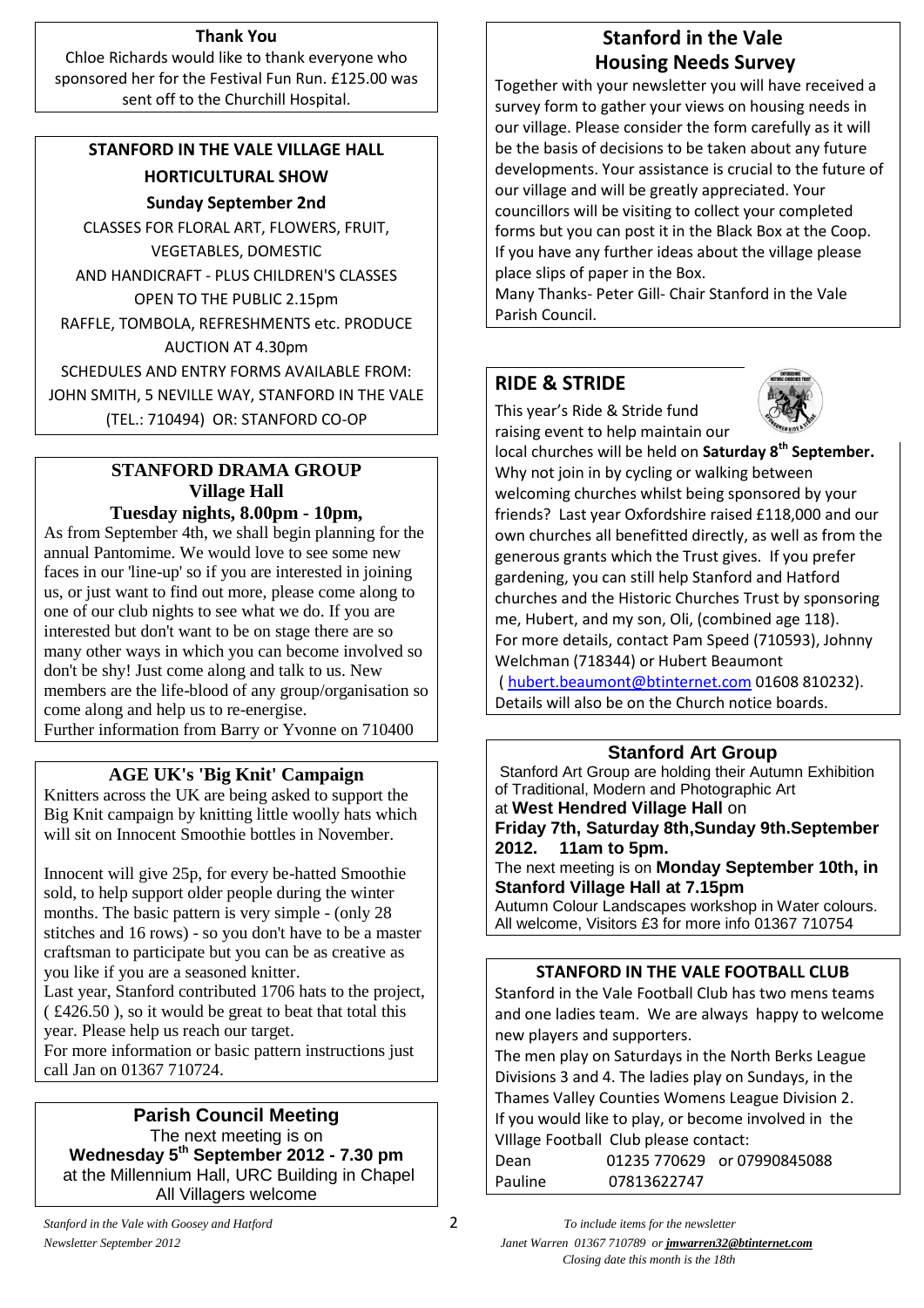## Thank You

Chloe Richards would like to thank everyone who sponsored her for the Festival Fun Run. £125.00 was sent off to the Churchill Hospital.

## STANFORD IN THE VALE VILLAGE HALL HORTICULTURAL SHOW

**Sunday September 2nd**

CLASSES FOR FLORAL ART, FLOWERS, FRUIT, VEGETABLES, DOMESTIC AND HANDICRAFT - PLUS CHILDREN'S CLASSES

OPEN TO THE PUBLIC 2.15pm

RAFFLE, TOMBOLA, REFRESHMENTS etc. PRODUCE AUCTION AT 4.30pm

SCHEDULES AND ENTRY FORMS AVAILABLE FROM: JOHN SMITH, 5 NEVILLE WAY, STANFORD IN THE VALE (TEL.: 710494) OR: STANFORD CO-OP

## STANFORD DRAMA GROUP

**Village Hall**

**Tuesday nights, 8.00pm - 10pm,**

As from September 4th, we shall begin planning for the annual Pantomime. We would love to see some new faces in our 'line-up' so if you are interested in joining us, or just want to find out more, please come along to one of our club nights to see what we do. If you are interested but don't want to be on stage there are so many other ways in which you can become involved so don't be shy! Just come along and talk to us. New members are the life-blood of any group/organisation so come along and help us to re-energise.

Further information from Barry or Yvonne on 710400

## AGE UK's 'Big Knit' Campaign

Knitters across the UK are being asked to support the Big Knit campaign by knitting little woolly hats which will sit on Innocent Smoothie bottles in November.

Innocent will give 25p, for every be-hatted Smoothie sold, to help support older people during the winter months. The basic pattern is very simple - (only 28 stitches and 16 rows) - so you don't have to be a master craftsman to participate but you can be as creative as you like if you are a seasoned knitter.

Last year, Stanford contributed 1706 hats to the project, ( £426.50 ), so it would be great to beat that total this year. Please help us reach our target.

For more information or basic pattern instructions just call Jan on 01367 710724.

## Parish Council Meeting

The next meeting is on

**Wednesday 5th September 2012 - 7.30 pm**

at the Millennium Hall, URC Building in Chapel

All Villagers welcome

## Stanford in the Vale Housing Needs Survey

Together with your newsletter you will have received a survey form to gather your views on housing needs in our village. Please consider the form carefully as it will be the basis of decisions to be taken about any future developments. Your assistance is crucial to the future of our village and will be greatly appreciated. Your councillors will be visiting to collect your completed forms but you can post it in the Black Box at the Coop. If you have any further ideas about the village please place slips of paper in the Box.

Many Thanks- Peter Gill- Chair Stanford in the Vale Parish Council.

## RIDE & STRIDE

This year's Ride & Stride fund raising event to help maintain our local churches will be held on **Saturday 8th September.** Why not join in by cycling or walking between welcoming churches whilst being sponsored by your friends? Last year Oxfordshire raised £118,000 and our own churches all benefitted directly, as well as from the generous grants which the Trust gives. If you prefer gardening, you can still help Stanford and Hatford churches and the Historic Churches Trust by sponsoring me, Hubert, and my son, Oli, (combined age 118). For more details, contact Pam Speed (710593), Johnny Welchman (718344) or Hubert Beaumont ( hubert.beaumont@btinternet.com 01608 810232). Details will also be on the Church notice boards.

## Stanford Art Group

Stanford Art Group are holding their Autumn Exhibition of Traditional, Modern and Photographic Art at **West Hendred Village Hall** on **Friday 7th, Saturday 8th,Sunday 9th.September 2012. 11am to 5pm.**

The next meeting is on **Monday September 10th, in Stanford Village Hall at 7.15pm**

Autumn Colour Landscapes workshop in Water colours. All welcome, Visitors £3 for more info 01367 710754

## STANFORD IN THE VALE FOOTBALL CLUB

Stanford in the Vale Football Club has two mens teams and one ladies team. We are always happy to welcome new players and supporters.

The men play on Saturdays in the North Berks League Divisions 3 and 4. The ladies play on Sundays, in the Thames Valley Counties Womens League Division 2. If you would like to play, or become involved in the VIllage Football Club please contact:

Dean 01235 770629 or 07990845088

Pauline 07813622747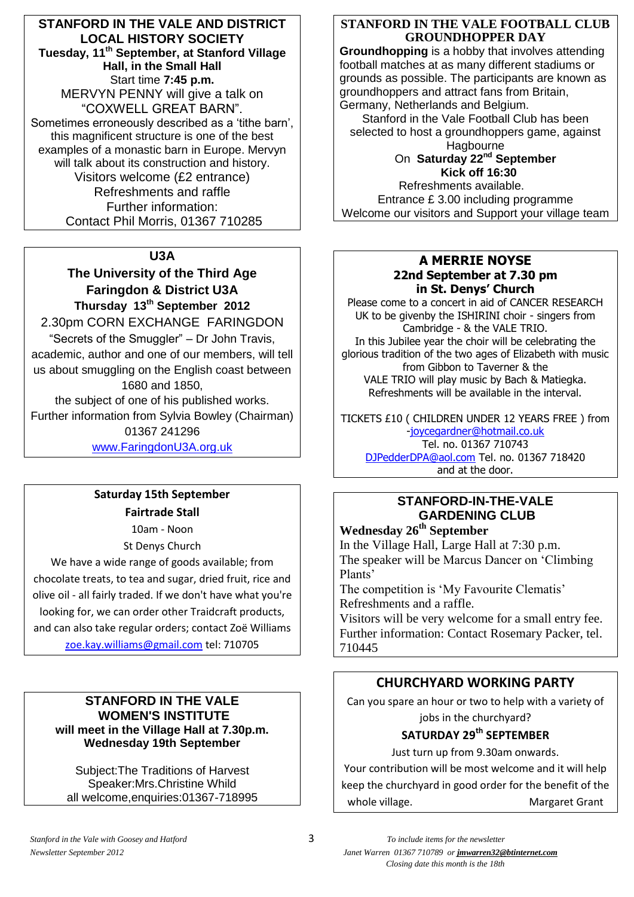## STANFORD IN THE VALE AND DISTRICT LOCAL HISTORY SOCIETY

**Tuesday, 11th September, at Stanford Village Hall, in the Small Hall**

Start time **7:45 p.m.**

MERVYN PENNY will give a talk on "COXWELL GREAT BARN".

Sometimes erroneously described as a 'tithe barn', this magnificent structure is one of the best examples of a monastic barn in Europe. Mervyn will talk about its construction and history.

Visitors welcome (£2 entrance)

Refreshments and raffle

Further information:

Contact Phil Morris, 01367 710285

## U3A

### The University of the Third Age Faringdon & District U3A

**Thursday 13th September 2012**

2.30pm CORN EXCHANGE FARINGDON

"Secrets of the Smuggler" – Dr John Travis, academic, author and one of our members, will tell us about smuggling on the English coast between 1680 and 1850, the subject of one of his published works.

Further information from Sylvia Bowley (Chairman) 01367 241296

www.FaringdonU3A.org.uk

## Saturday 15th September

### Fairtrade Stall

10am - Noon

St Denys Church

We have a wide range of goods available; from chocolate treats, to tea and sugar, dried fruit, rice and olive oil - all fairly traded. If we don't have what you're looking for, we can order other Traidcraft products, and can also take regular orders; contact Zoë Williams zoe.kay.williams@gmail.com tel: 710705

## STANFORD IN THE VALE WOMEN'S INSTITUTE

**will meet in the Village Hall at 7.30p.m. Wednesday 19th September**

Subject:The Traditions of Harvest

Speaker:Mrs.Christine Whild

all welcome,enquiries:01367-718995

## STANFORD IN THE VALE FOOTBALL CLUB GROUNDHOPPER DAY

**Groundhopping** is a hobby that involves attending football matches at as many different stadiums or grounds as possible. The participants are known as groundhoppers and attract fans from Britain, Germany, Netherlands and Belgium.

Stanford in the Vale Football Club has been selected to host a groundhoppers game, against Hagbourne

On **Saturday 22nd September**

**Kick off 16:30**

Refreshments available.

Entrance £ 3.00 including programme

Welcome our visitors and Support your village team

## A MERRIE NOYSE

**22nd September at 7.30 pm in St. Denys' Church**

Please come to a concert in aid of CANCER RESEARCH UK to be givenby the ISHIRINI choir - singers from Cambridge - & the VALE TRIO.

In this Jubilee year the choir will be celebrating the glorious tradition of the two ages of Elizabeth with music from Gibbon to Taverner & the VALE TRIO will play music by Bach & Matiegka.

Refreshments will be available in the interval.

TICKETS £10 ( CHILDREN UNDER 12 YEARS FREE ) from -joycegardner@hotmail.co.uk Tel. no. 01367 710743

DJPedderDPA@aol.com Tel. no. 01367 718420 and at the door.

## STANFORD-IN-THE-VALE GARDENING CLUB

**Wednesday 26th September**

In the Village Hall, Large Hall at 7:30 p.m.

The speaker will be Marcus Dancer on 'Climbing Plants'

The competition is 'My Favourite Clematis'

Refreshments and a raffle.

Visitors will be very welcome for a small entry fee.

Further information: Contact Rosemary Packer, tel. 710445

## CHURCHYARD WORKING PARTY

Can you spare an hour or two to help with a variety of jobs in the churchyard?

**SATURDAY 29th SEPTEMBER**

Just turn up from 9.30am onwards.

Your contribution will be most welcome and it will help keep the churchyard in good order for the benefit of the whole village.

Margaret Grant

*To include items for the newsletter Janet Warren 01367 710789 or **jmwarren32@btinternet.com** Closing date this month is the 18th*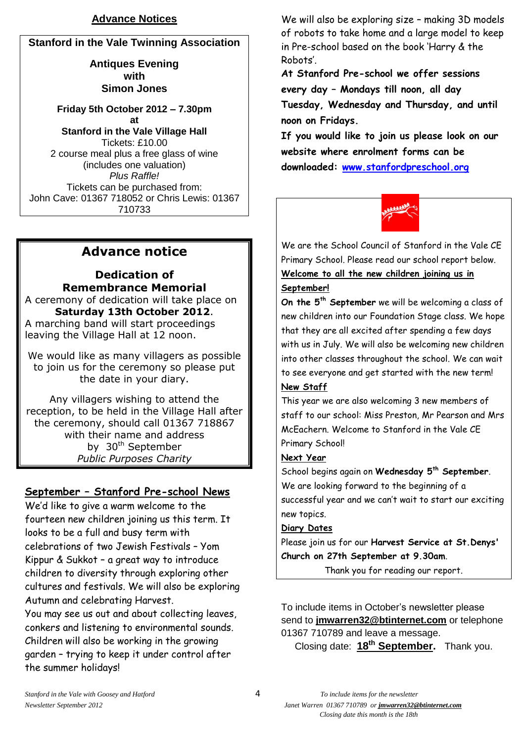## Advance Notices

**Stanford in the Vale Twinning Association**

**Antiques Evening with Simon Jones**

**Friday 5th October 2012 – 7.30pm at Stanford in the Vale Village Hall**

Tickets: £10.00

2 course meal plus a free glass of wine (includes one valuation)

*Plus Raffle!*

Tickets can be purchased from: John Cave: 01367 718052 or Chris Lewis: 01367 710733

## Advance notice

**Dedication of Remembrance Memorial**

A ceremony of dedication will take place on **Saturday 13th October 2012**. A marching band will start proceedings leaving the Village Hall at 12 noon.

We would like as many villagers as possible to join us for the ceremony so please put the date in your diary.

Any villagers wishing to attend the reception, to be held in the Village Hall after the ceremony, should call 01367 718867 with their name and address by 30th September

*Public Purposes Charity*

## September – Stanford Pre-school News

We'd like to give a warm welcome to the fourteen new children joining us this term. It looks to be a full and busy term with celebrations of two Jewish Festivals – Yom Kippur & Sukkot – a great way to introduce children to diversity through exploring other cultures and festivals. We will also be exploring Autumn and celebrating Harvest.

You may see us out and about collecting leaves, conkers and listening to environmental sounds. Children will also be working in the growing garden – trying to keep it under control after the summer holidays!

We will also be exploring size – making 3D models of robots to take home and a large model to keep in Pre-school based on the book 'Harry & the Robots'.

**At Stanford Pre-school we offer sessions every day – Mondays till noon, all day Tuesday, Wednesday and Thursday, and until noon on Fridays.**

**If you would like to join us please look on our website where enrolment forms can be downloaded: www.stanfordpreschool.org**

We are the School Council of Stanford in the Vale CE Primary School. Please read our school report below.

**Welcome to all the new children joining us in September!**

**On the 5th September** we will be welcoming a class of new children into our Foundation Stage class. We hope that they are all excited after spending a few days with us in July. We will also be welcoming new children into other classes throughout the school. We can wait to see everyone and get started with the new term!

**New Staff**

This year we are also welcoming 3 new members of staff to our school: Miss Preston, Mr Pearson and Mrs McEachern. Welcome to Stanford in the Vale CE Primary School!

**Next Year**

School begins again on **Wednesday 5th September**. We are looking forward to the beginning of a successful year and we can't wait to start our exciting new topics.

**Diary Dates**

Please join us for our **Harvest Service at St.Denys' Church on 27th September at 9.30am**.

Thank you for reading our report.

To include items in October's newsletter please send to **jmwarren32@btinternet.com** or telephone 01367 710789 and leave a message.

Closing date: **18th September.** Thank you.